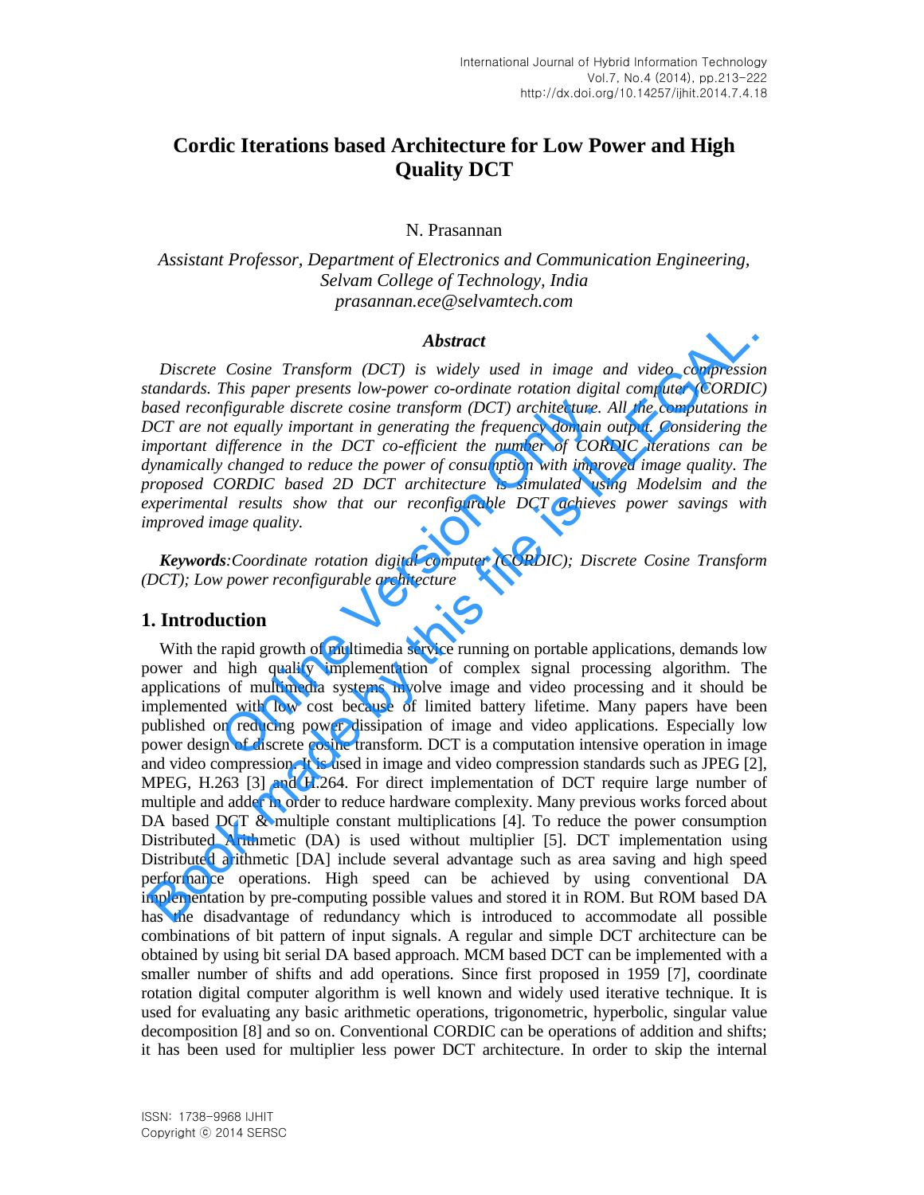# Cordic Iterations based Architecture for Low Power and High Quality DCT

N. Prasannan

*Assistant Professor, Department of Electronics and Communication Engineering, Selvam College of Technology, India*
*prasannan.ece@selvamtech.com*

### *Abstract*

*Discrete Cosine Transform (DCT) is widely used in image and video compression standards. This paper presents low-power co-ordinate rotation digital computer (CORDIC) based reconfigurable discrete cosine transform (DCT) architecture. All the computations in DCT are not equally important in generating the frequency domain output. Considering the important difference in the DCT co-efficient the number of CORDIC iterations can be dynamically changed to reduce the power of consumption with improved image quality. The proposed CORDIC based 2D DCT architecture is simulated using Modelsim and the experimental results show that our reconfigurable DCT achieves power savings with improved image quality.*

***Keywords****:Coordinate rotation digital computer (CORDIC); Discrete Cosine Transform (DCT); Low power reconfigurable architecture*

## 1. Introduction

With the rapid growth of multimedia service running on portable applications, demands low power and high quality implementation of complex signal processing algorithm. The applications of multimedia systems involve image and video processing and it should be implemented with low cost because of limited battery lifetime. Many papers have been published on reducing power dissipation of image and video applications. Especially low power design of discrete cosine transform. DCT is a computation intensive operation in image and video compression. It is used in image and video compression standards such as JPEG [2], MPEG, H.263 [3] and H.264. For direct implementation of DCT require large number of multiple and adder in order to reduce hardware complexity. Many previous works forced about DA based DCT & multiple constant multiplications [4]. To reduce the power consumption Distributed Arithmetic (DA) is used without multiplier [5]. DCT implementation using Distributed arithmetic [DA] include several advantage such as area saving and high speed performance operations. High speed can be achieved by using conventional DA implementation by pre-computing possible values and stored it in ROM. But ROM based DA has the disadvantage of redundancy which is introduced to accommodate all possible combinations of bit pattern of input signals. A regular and simple DCT architecture can be obtained by using bit serial DA based approach. MCM based DCT can be implemented with a smaller number of shifts and add operations. Since first proposed in 1959 [7], coordinate rotation digital computer algorithm is well known and widely used iterative technique. It is used for evaluating any basic arithmetic operations, trigonometric, hyperbolic, singular value decomposition [8] and so on. Conventional CORDIC can be operations of addition and shifts; it has been used for multiplier less power DCT architecture. In order to skip the internal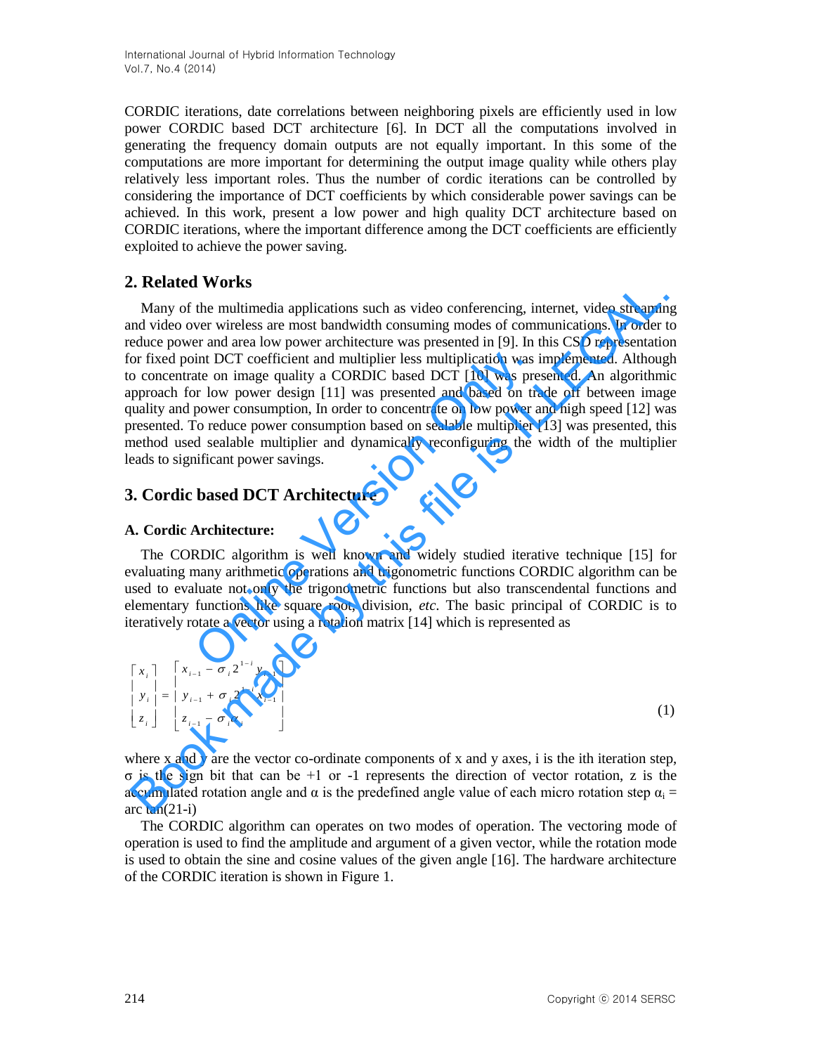CORDIC iterations, date correlations between neighboring pixels are efficiently used in low power CORDIC based DCT architecture [6]. In DCT all the computations involved in generating the frequency domain outputs are not equally important. In this some of the computations are more important for determining the output image quality while others play relatively less important roles. Thus the number of cordic iterations can be controlled by considering the importance of DCT coefficients by which considerable power savings can be achieved. In this work, present a low power and high quality DCT architecture based on CORDIC iterations, where the important difference among the DCT coefficients are efficiently exploited to achieve the power saving.

## 2. Related Works

Many of the multimedia applications such as video conferencing, internet, video streaming and video over wireless are most bandwidth consuming modes of communications. In order to reduce power and area low power architecture was presented in [9]. In this CSD representation for fixed point DCT coefficient and multiplier less multiplication was implemented. Although to concentrate on image quality a CORDIC based DCT [10] was presented. An algorithmic approach for low power design [11] was presented and based on trade off between image quality and power consumption, In order to concentrate on low power and high speed [12] was presented. To reduce power consumption based on sealable multiplier [13] was presented, this method used sealable multiplier and dynamically reconfiguring the width of the multiplier leads to significant power savings.

## 3. Cordic based DCT Architecture

### A. Cordic Architecture:

The CORDIC algorithm is well known and widely studied iterative technique [15] for evaluating many arithmetic operations and trigonometric functions CORDIC algorithm can be used to evaluate not only the trigonometric functions but also transcendental functions and elementary functions like square root, division, *etc.* The basic principal of CORDIC is to iteratively rotate a vector using a rotation matrix [14] which is represented as

$$\begin{bmatrix} x_i \\ y_i \\ z_i \end{bmatrix} = \begin{bmatrix} x_{i-1} - \sigma_i 2^{1-i} y_{i-1} \\ y_{i-1} + \sigma_i 2^{1-i} x_{i-1} \\ z_{i-1} - \sigma_i \alpha_i \end{bmatrix} \tag{1}$$

where x and y are the vector co-ordinate components of x and y axes, i is the ith iteration step, σ is the sign bit that can be +1 or -1 represents the direction of vector rotation, z is the accumulated rotation angle and α is the predefined angle value of each micro rotation step $\alpha_i$ = arc tan(21-i)

The CORDIC algorithm can operates on two modes of operation. The vectoring mode of operation is used to find the amplitude and argument of a given vector, while the rotation mode is used to obtain the sine and cosine values of the given angle [16]. The hardware architecture of the CORDIC iteration is shown in Figure 1.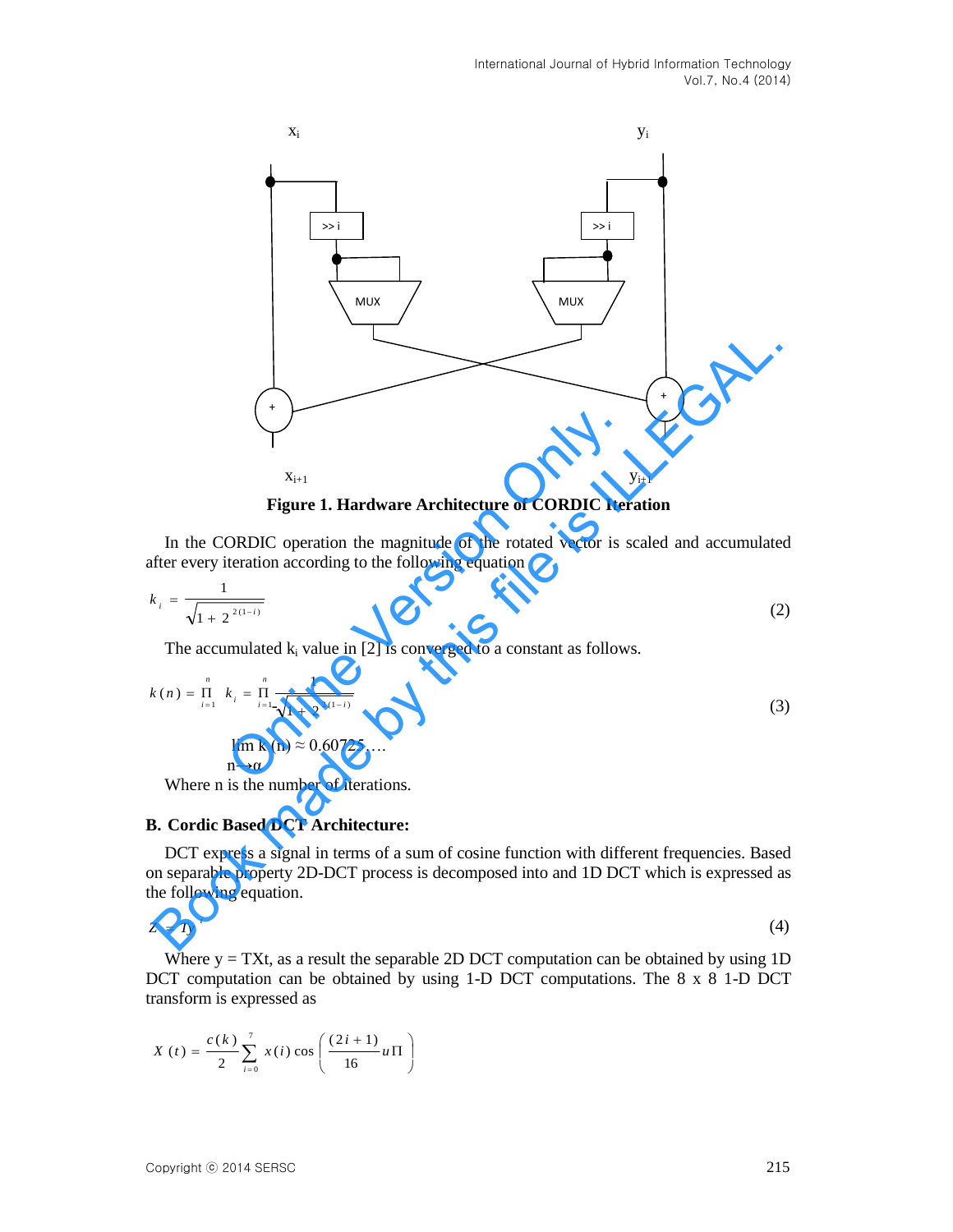Figure 1. Hardware Architecture of CORDIC Iteration

In the CORDIC operation the magnitude of the rotated vector is scaled and accumulated after every iteration according to the following equation

$$k_i = \frac{1}{\sqrt{1 + 2^{2(1-i)}}} \tag{2}$$

The accumulated $k_i$ value in [2] is converged to a constant as follows.

$$k(n) = \prod_{i=1}^{n} k_i = \prod_{i=1}^{n} \frac{1}{\sqrt{1 + 2^{2(1-i)}}} \tag{3}$$

$$\lim_{n \to \alpha} k(n) \approx 0.60725....$$

Where n is the number of iterations.

### B. Cordic Based DCT Architecture:

DCT express a signal in terms of a sum of cosine function with different frequencies. Based on separable property 2D-DCT process is decomposed into and 1D DCT which is expressed as the following equation.

$$Z = Ty^t \tag{4}$$

Where y = TXt, as a result the separable 2D DCT computation can be obtained by using 1D DCT computation can be obtained by using 1-D DCT computations. The 8 x 8 1-D DCT transform is expressed as

$$X(t) = \frac{c(k)}{2} \sum_{i=0}^{7} x(i) \cos\left(\frac{(2i+1)}{16} u\Pi\right)$$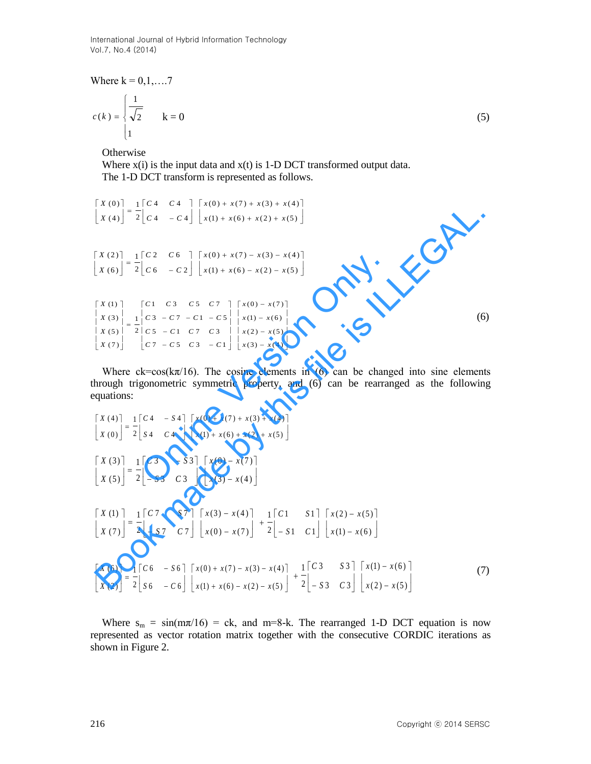Where k = 0,1,….7

$$c(k) = \begin{cases} \frac{1}{\sqrt{2}} & k = 0 \\ 1 & \end{cases} \tag{5}$$

Otherwise

Where x(i) is the input data and x(t) is 1-D DCT transformed output data.

The 1-D DCT transform is represented as follows.

$$\begin{bmatrix} X(0) \\ X(4) \end{bmatrix} = \frac{1}{2}\begin{bmatrix} C4 & C4 \\ C4 & -C4 \end{bmatrix}\begin{bmatrix} x(0)+x(7)+x(3)+x(4) \\ x(1)+x(6)+x(2)+x(5) \end{bmatrix}$$

$$\begin{bmatrix} X(2) \\ X(6) \end{bmatrix} = \frac{1}{2}\begin{bmatrix} C2 & C6 \\ C6 & -C2 \end{bmatrix}\begin{bmatrix} x(0)+x(7)-x(3)-x(4) \\ x(1)+x(6)-x(2)-x(5) \end{bmatrix}$$

$$\begin{bmatrix} X(1) \\ X(3) \\ X(5) \\ X(7) \end{bmatrix} = \frac{1}{2}\begin{bmatrix} C1 & C3 & C5 & C7 \\ C3 & -C7 & -C1 & -C5 \\ C5 & -C1 & C7 & C3 \\ C7 & -C5 & C3 & -C1 \end{bmatrix}\begin{bmatrix} x(0)-x(7) \\ x(1)-x(6) \\ x(2)-x(5) \\ x(3)-x(4) \end{bmatrix} \tag{6}$$

Where ck=cos(kπ/16). The cosine elements in (6) can be changed into sine elements through trigonometric symmetric property, and (6) can be rearranged as the following equations:

$$\begin{bmatrix} X(4) \\ X(0) \end{bmatrix} = \frac{1}{2}\begin{bmatrix} C4 & -S4 \\ S4 & C4 \end{bmatrix}\begin{bmatrix} x(0)+x(7)+x(3)+x(4) \\ x(1)+x(6)+x(2)+x(5) \end{bmatrix}$$

$$\begin{bmatrix} X(3) \\ X(5) \end{bmatrix} = \frac{1}{2}\begin{bmatrix} C3 & -S3 \\ -S3 & C3 \end{bmatrix}\begin{bmatrix} x(0)-x(7) \\ x(3)-x(4) \end{bmatrix}$$

$$\begin{bmatrix} X(1) \\ X(7) \end{bmatrix} = \frac{1}{2}\begin{bmatrix} C7 & S7 \\ -S7 & C7 \end{bmatrix}\begin{bmatrix} x(3)-x(4) \\ x(0)-x(7) \end{bmatrix} + \frac{1}{2}\begin{bmatrix} C1 & S1 \\ -S1 & C1 \end{bmatrix}\begin{bmatrix} x(2)-x(5) \\ x(1)-x(6) \end{bmatrix}$$

$$\begin{bmatrix} X(6) \\ X(2) \end{bmatrix} = \frac{1}{2}\begin{bmatrix} C6 & -S6 \\ S6 & -C6 \end{bmatrix}\begin{bmatrix} x(0)+x(7)-x(3)-x(4) \\ x(1)+x(6)-x(2)-x(5) \end{bmatrix} + \frac{1}{2}\begin{bmatrix} C3 & S3 \\ -S3 & C3 \end{bmatrix}\begin{bmatrix} x(1)-x(6) \\ x(2)-x(5) \end{bmatrix} \tag{7}$$

Where $s_m$ = sin(mπ/16) = ck, and m=8-k. The rearranged 1-D DCT equation is now represented as vector rotation matrix together with the consecutive CORDIC iterations as shown in Figure 2.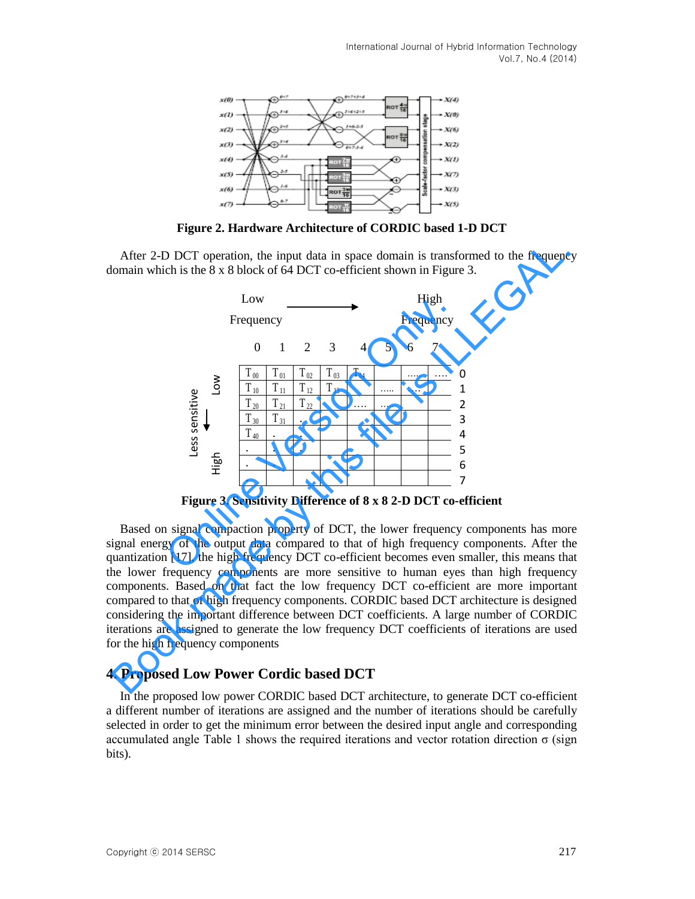Figure 2. Hardware Architecture of CORDIC based 1-D DCT

After 2-D DCT operation, the input data in space domain is transformed to the frequency domain which is the 8 x 8 block of 64 DCT co-efficient shown in Figure 3.

Figure 3. Sensitivity Difference of 8 x 8 2-D DCT co-efficient

Based on signal compaction property of DCT, the lower frequency components has more signal energy of the output data compared to that of high frequency components. After the quantization [17] the high frequency DCT co-efficient becomes even smaller, this means that the lower frequency components are more sensitive to human eyes than high frequency components. Based on that fact the low frequency DCT co-efficient are more important compared to that of high frequency components. CORDIC based DCT architecture is designed considering the important difference between DCT coefficients. A large number of CORDIC iterations are assigned to generate the low frequency DCT coefficients of iterations are used for the high frequency components

## 4. Proposed Low Power Cordic based DCT

In the proposed low power CORDIC based DCT architecture, to generate DCT co-efficient a different number of iterations are assigned and the number of iterations should be carefully selected in order to get the minimum error between the desired input angle and corresponding accumulated angle Table 1 shows the required iterations and vector rotation direction σ (sign bits).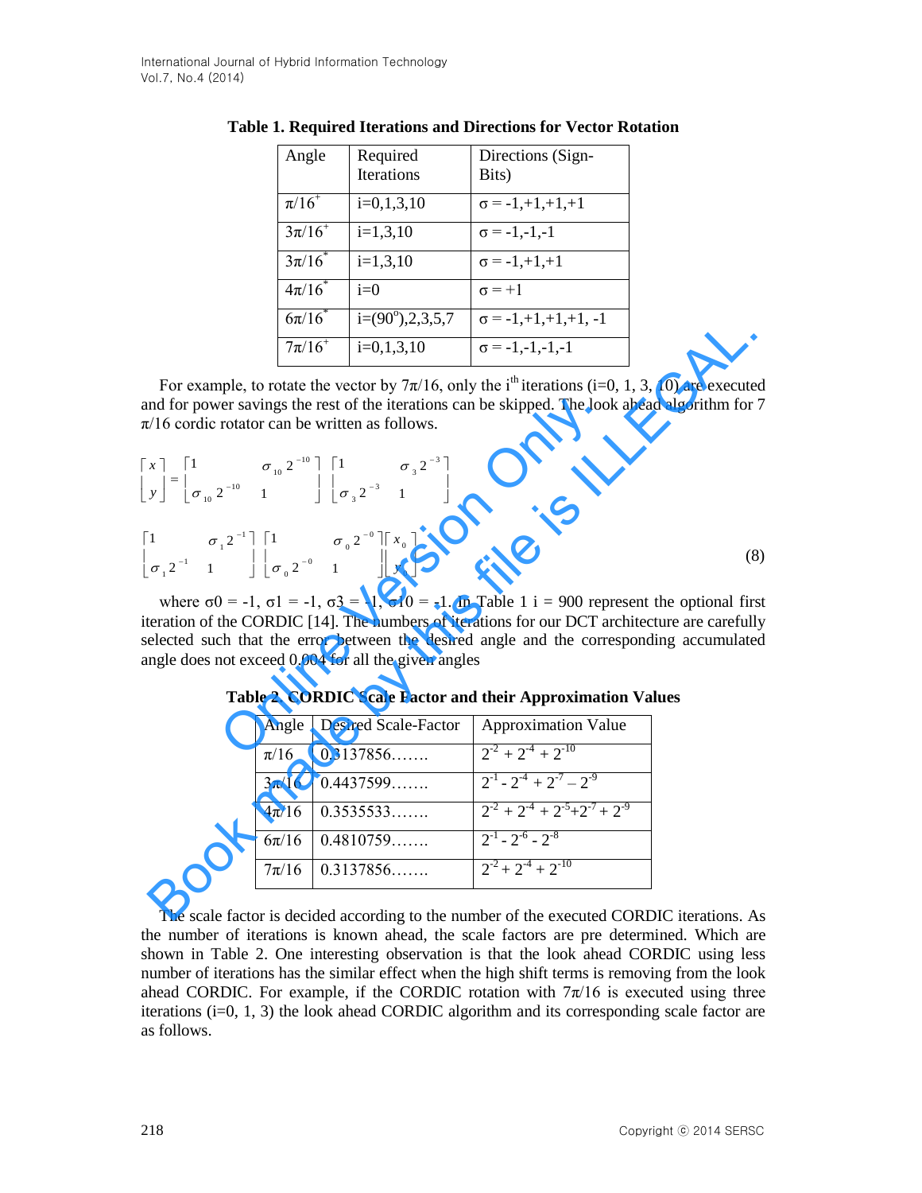**Table 1. Required Iterations and Directions for Vector Rotation**

| Angle | Required Iterations | Directions (Sign-Bits) |
|---|---|---|
| $\pi/16^{+}$ | i=0,1,3,10 | $\sigma$ = -1,+1,+1,+1 |
| $3\pi/16^{+}$ | i=1,3,10 | $\sigma$ = -1,-1,-1 |
| $3\pi/16^{*}$ | i=1,3,10 | $\sigma$ = -1,+1,+1 |
| $4\pi/16^{*}$ | i=0 | $\sigma$ = +1 |
| $6\pi/16^{*}$ | i=($90^{o}$),2,3,5,7 | $\sigma$ = -1,+1,+1,+1, -1 |
| $7\pi/16^{+}$ | i=0,1,3,10 | $\sigma$ = -1,-1,-1,-1 |

For example, to rotate the vector by $7\pi/16$, only the $i^{th}$ iterations (i=0, 1, 3, 10) are executed and for power savings the rest of the iterations can be skipped. The look ahead algorithm for $7\pi/16$ cordic rotator can be written as follows.

$$\begin{bmatrix} x \\ y \end{bmatrix} = \begin{bmatrix} 1 & \sigma_{10} 2^{-10} \\ \sigma_{10} 2^{-10} & 1 \end{bmatrix} \begin{bmatrix} 1 & \sigma_{3} 2^{-3} \\ \sigma_{3} 2^{-3} & 1 \end{bmatrix} \begin{bmatrix} 1 & \sigma_{1} 2^{-1} \\ \sigma_{1} 2^{-1} & 1 \end{bmatrix} \begin{bmatrix} 1 & \sigma_{0} 2^{-0} \\ \sigma_{0} 2^{-0} & 1 \end{bmatrix} \begin{bmatrix} x_0 \\ y_0 \end{bmatrix} \tag{8}$$

where $\sigma0$ = -1, $\sigma1$ = -1, $\sigma3$ = -1, $\sigma10$ = -1. In Table 1 i = 900 represent the optional first iteration of the CORDIC [14]. The numbers of iterations for our DCT architecture are carefully selected such that the error between the desired angle and the corresponding accumulated angle does not exceed 0.004 for all the given angles

**Table 2. CORDIC Scale Factor and their Approximation Values**

| Angle | Desired Scale-Factor | Approximation Value |
|---|---|---|
| $\pi/16$ | 0.3137856……. | $2^{-2} + 2^{-4} + 2^{-10}$ |
| $3\pi/16$ | 0.4437599……. | $2^{-1} - 2^{-4} + 2^{-7} - 2^{-9}$ |
| $4\pi/16$ | 0.3535533……. | $2^{-2} + 2^{-4} + 2^{-5} + 2^{-7} + 2^{-9}$ |
| $6\pi/16$ | 0.4810759……. | $2^{-1} - 2^{-6} - 2^{-8}$ |
| $7\pi/16$ | 0.3137856……. | $2^{-2} + 2^{-4} + 2^{-10}$ |

The scale factor is decided according to the number of the executed CORDIC iterations. As the number of iterations is known ahead, the scale factors are pre determined. Which are shown in Table 2. One interesting observation is that the look ahead CORDIC using less number of iterations has the similar effect when the high shift terms is removing from the look ahead CORDIC. For example, if the CORDIC rotation with $7\pi/16$ is executed using three iterations (i=0, 1, 3) the look ahead CORDIC algorithm and its corresponding scale factor are as follows.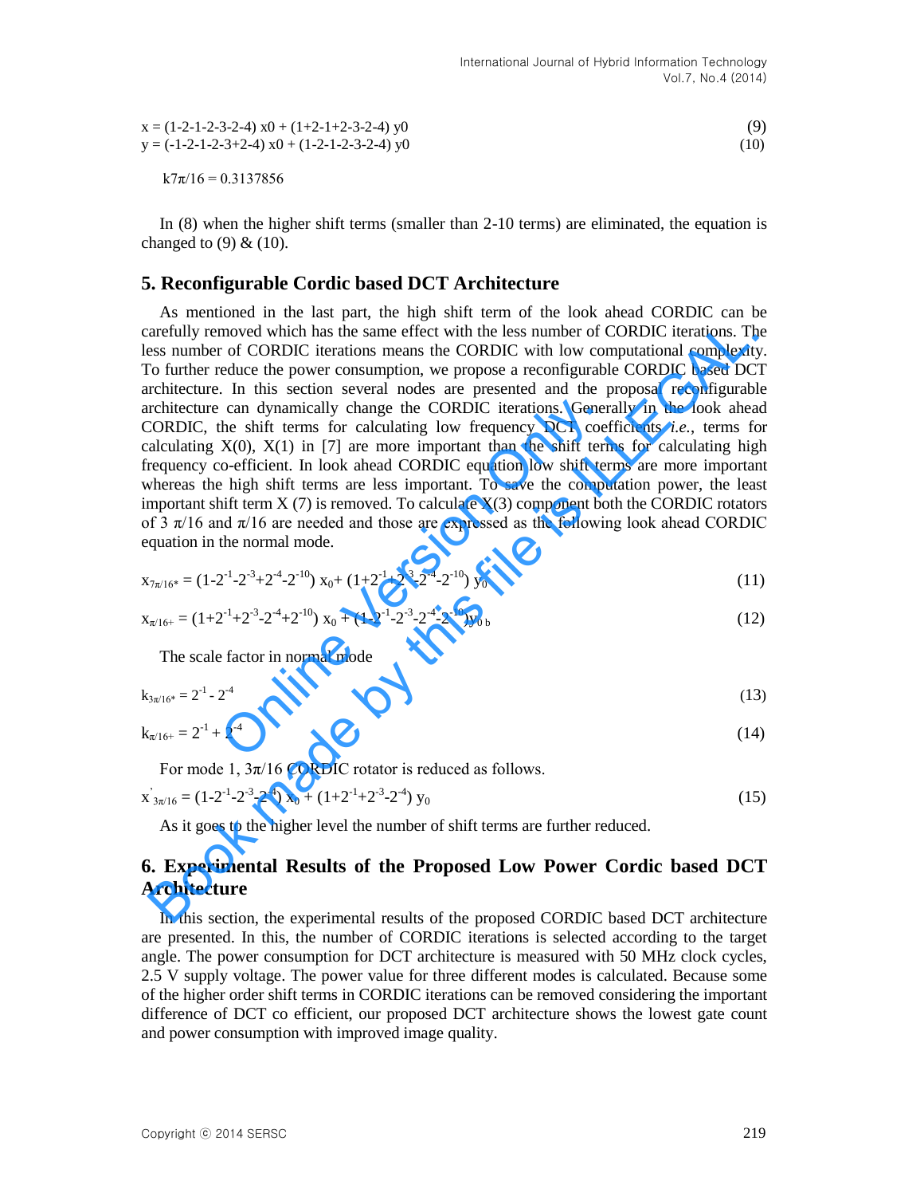$$x = (1-2-1-2-3-2-4)\ x0 + (1+2-1+2-3-2-4)\ y0 \tag{9}$$

$$y = (-1-2-1-2-3+2-4)\ x0 + (1-2-1-2-3-2-4)\ y0 \tag{10}$$

$k7\pi/16 = 0.3137856$

In (8) when the higher shift terms (smaller than 2-10 terms) are eliminated, the equation is changed to (9) & (10).

## 5. Reconfigurable Cordic based DCT Architecture

As mentioned in the last part, the high shift term of the look ahead CORDIC can be carefully removed which has the same effect with the less number of CORDIC iterations. The less number of CORDIC iterations means the CORDIC with low computational complexity. To further reduce the power consumption, we propose a reconfigurable CORDIC based DCT architecture. In this section several nodes are presented and the proposal reconfigurable architecture can dynamically change the CORDIC iterations. Generally in the look ahead CORDIC, the shift terms for calculating low frequency DCT coefficients *i.e.*, terms for calculating X(0), X(1) in [7] are more important than the shift terms for calculating high frequency co-efficient. In look ahead CORDIC equation low shift terms are more important whereas the high shift terms are less important. To save the computation power, the least important shift term X (7) is removed. To calculate X(3) component both the CORDIC rotators of 3 π/16 and π/16 are needed and those are expressed as the following look ahead CORDIC equation in the normal mode.

$$x_{7\pi/16*} = (1-2^{-1}-2^{-3}+2^{-4}-2^{-10})\ x_0 + (1+2^{-1}+2^{-3}-2^{-4}-2^{-10})\ y_0 \tag{11}$$

$$x_{\pi/16+} = (1+2^{-1}+2^{-3}-2^{-4}+2^{-10})\ x_0 + (1-2^{-1}-2^{-3}-2^{-4}-2^{-10})\ y_{0\ b} \tag{12}$$

The scale factor in normal mode

$$k_{3\pi/16*} = 2^{-1} - 2^{-4} \tag{13}$$

$$k_{\pi/16+} = 2^{-1} + 2^{-4} \tag{14}$$

For mode 1, 3π/16 CORDIC rotator is reduced as follows.

$$x'_{3\pi/16} = (1-2^{-1}-2^{-3}-2^{-4})\ x_0 + (1+2^{-1}+2^{-3}-2^{-4})\ y_0 \tag{15}$$

As it goes to the higher level the number of shift terms are further reduced.

## 6. Experimental Results of the Proposed Low Power Cordic based DCT Architecture

In this section, the experimental results of the proposed CORDIC based DCT architecture are presented. In this, the number of CORDIC iterations is selected according to the target angle. The power consumption for DCT architecture is measured with 50 MHz clock cycles, 2.5 V supply voltage. The power value for three different modes is calculated. Because some of the higher order shift terms in CORDIC iterations can be removed considering the important difference of DCT co efficient, our proposed DCT architecture shows the lowest gate count and power consumption with improved image quality.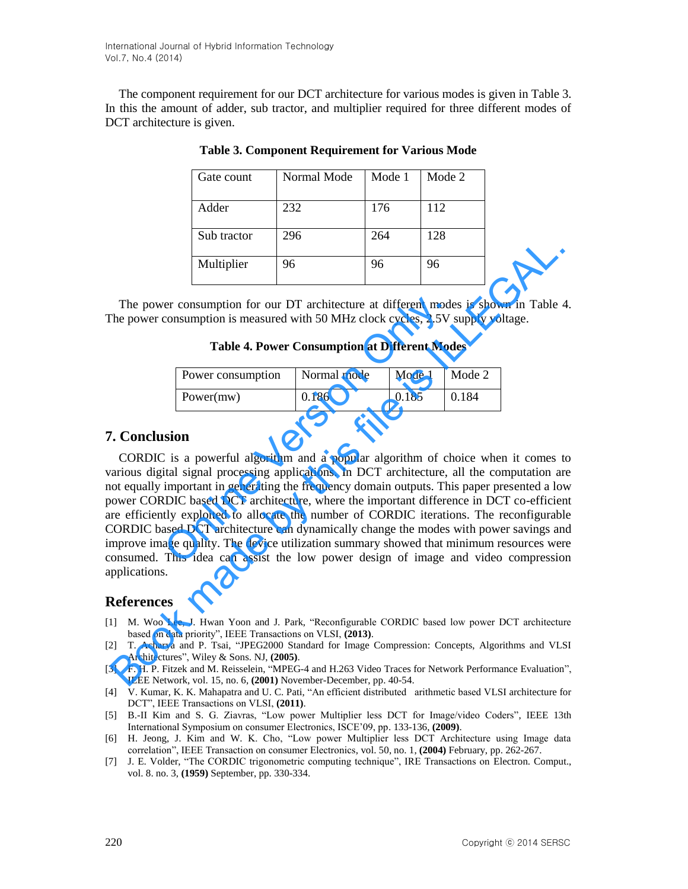The component requirement for our DCT architecture for various modes is given in Table 3. In this the amount of adder, sub tractor, and multiplier required for three different modes of DCT architecture is given.

**Table 3. Component Requirement for Various Mode**

| Gate count | Normal Mode | Mode 1 | Mode 2 |
|---|---|---|---|
| Adder | 232 | 176 | 112 |
| Sub tractor | 296 | 264 | 128 |
| Multiplier | 96 | 96 | 96 |

The power consumption for our DT architecture at different modes is shown in Table 4. The power consumption is measured with 50 MHz clock cycles, 2.5V supply voltage.

**Table 4. Power Consumption at Different Modes**

| Power consumption | Normal mode | Mode 1 | Mode 2 |
|---|---|---|---|
| Power(mw) | 0.186 | 0.185 | 0.184 |

## 7. Conclusion

CORDIC is a powerful algorithm and a popular algorithm of choice when it comes to various digital signal processing applications. In DCT architecture, all the computation are not equally important in generating the frequency domain outputs. This paper presented a low power CORDIC based DCT architecture, where the important difference in DCT co-efficient are efficiently exploited to allocate the number of CORDIC iterations. The reconfigurable CORDIC based DCT architecture can dynamically change the modes with power savings and improve image quality. The device utilization summary showed that minimum resources were consumed. This idea can assist the low power design of image and video compression applications.

## References

[1] M. Woo Lee, J. Hwan Yoon and J. Park, "Reconfigurable CORDIC based low power DCT architecture based on data priority", IEEE Transactions on VLSI, **(2013)**.

[2] T. Acharya and P. Tsai, "JPEG2000 Standard for Image Compression: Concepts, Algorithms and VLSI Architectures", Wiley & Sons. NJ, **(2005)**.

[3] F. H. P. Fitzek and M. Reisselein, "MPEG-4 and H.263 Video Traces for Network Performance Evaluation", IEEE Network, vol. 15, no. 6, **(2001)** November-December, pp. 40-54.

[4] V. Kumar, K. K. Mahapatra and U. C. Pati, "An efficient distributed arithmetic based VLSI architecture for DCT", IEEE Transactions on VLSI, **(2011)**.

[5] B.-II Kim and S. G. Ziavras, "Low power Multiplier less DCT for Image/video Coders", IEEE 13th International Symposium on consumer Electronics, ISCE'09, pp. 133-136, **(2009)**.

[6] H. Jeong, J. Kim and W. K. Cho, "Low power Multiplier less DCT Architecture using Image data correlation", IEEE Transaction on consumer Electronics, vol. 50, no. 1, **(2004)** February, pp. 262-267.

[7] J. E. Volder, "The CORDIC trigonometric computing technique", IRE Transactions on Electron. Comput., vol. 8. no. 3, **(1959)** September, pp. 330-334.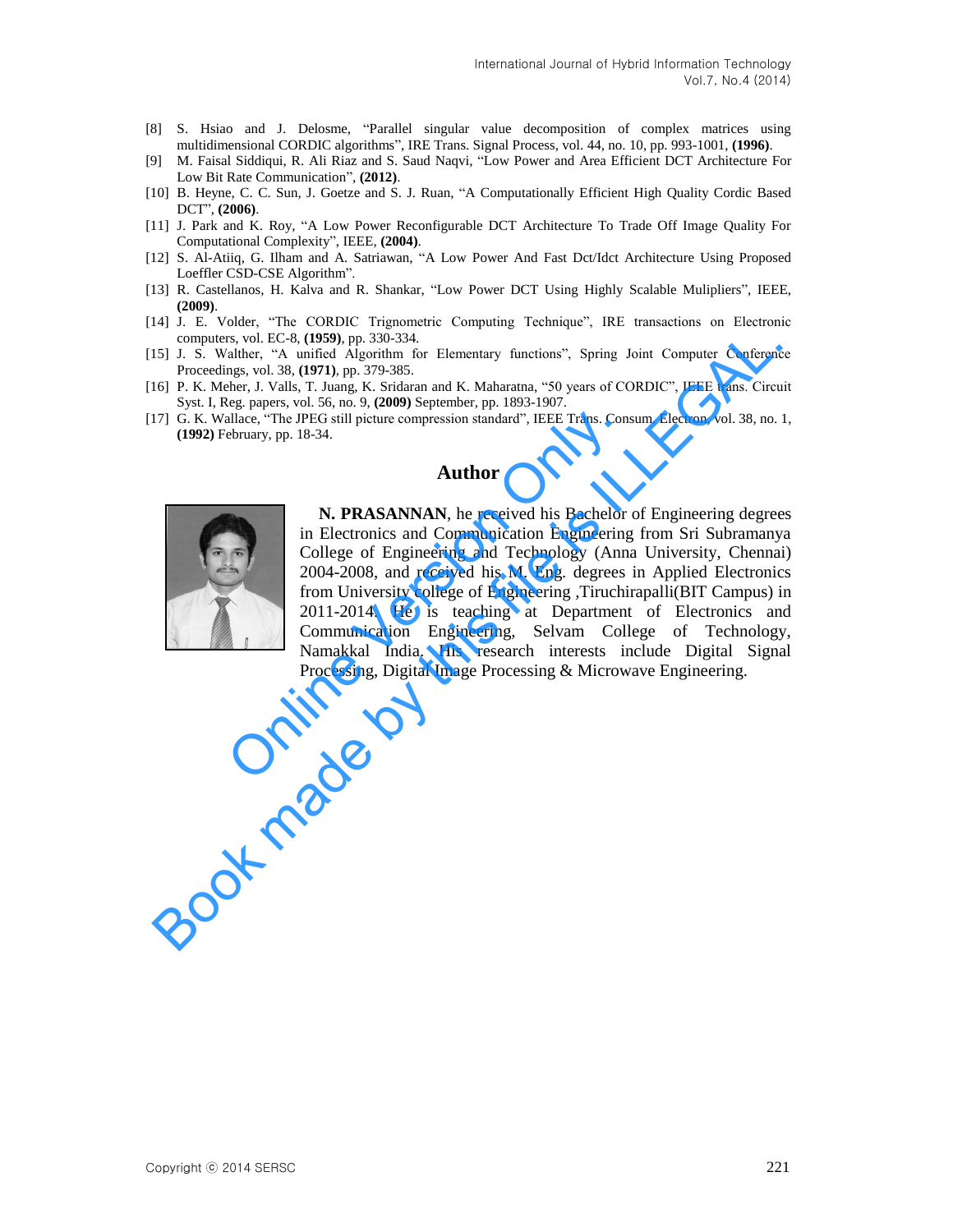[8] S. Hsiao and J. Delosme, "Parallel singular value decomposition of complex matrices using multidimensional CORDIC algorithms", IRE Trans. Signal Process, vol. 44, no. 10, pp. 993-1001, **(1996)**.

[9] M. Faisal Siddiqui, R. Ali Riaz and S. Saud Naqvi, "Low Power and Area Efficient DCT Architecture For Low Bit Rate Communication", **(2012)**.

[10] B. Heyne, C. C. Sun, J. Goetze and S. J. Ruan, "A Computationally Efficient High Quality Cordic Based DCT", **(2006)**.

[11] J. Park and K. Roy, "A Low Power Reconfigurable DCT Architecture To Trade Off Image Quality For Computational Complexity", IEEE, **(2004)**.

[12] S. Al-Atiiq, G. Ilham and A. Satriawan, "A Low Power And Fast Dct/Idct Architecture Using Proposed Loeffler CSD-CSE Algorithm".

[13] R. Castellanos, H. Kalva and R. Shankar, "Low Power DCT Using Highly Scalable Mulipliers", IEEE, **(2009)**.

[14] J. E. Volder, "The CORDIC Trignometric Computing Technique", IRE transactions on Electronic computers, vol. EC-8, **(1959)**, pp. 330-334.

[15] J. S. Walther, "A unified Algorithm for Elementary functions", Spring Joint Computer Conference Proceedings, vol. 38, **(1971)**, pp. 379-385.

[16] P. K. Meher, J. Valls, T. Juang, K. Sridaran and K. Maharatna, "50 years of CORDIC", IEEE trans. Circuit Syst. I, Reg. papers, vol. 56, no. 9, **(2009)** September, pp. 1893-1907.

[17] G. K. Wallace, "The JPEG still picture compression standard", IEEE Trans. Consum. Electron, vol. 38, no. 1, **(1992)** February, pp. 18-34.

## Author

**N. PRASANNAN**, he received his Bachelor of Engineering degrees in Electronics and Communication Engineering from Sri Subramanya College of Engineering and Technology (Anna University, Chennai) 2004-2008, and received his M. Eng. degrees in Applied Electronics from University college of Engineering ,Tiruchirapalli(BIT Campus) in 2011-2014. He is teaching at Department of Electronics and Communication Engineering, Selvam College of Technology, Namakkal India. His research interests include Digital Signal Processing, Digital Image Processing & Microwave Engineering.